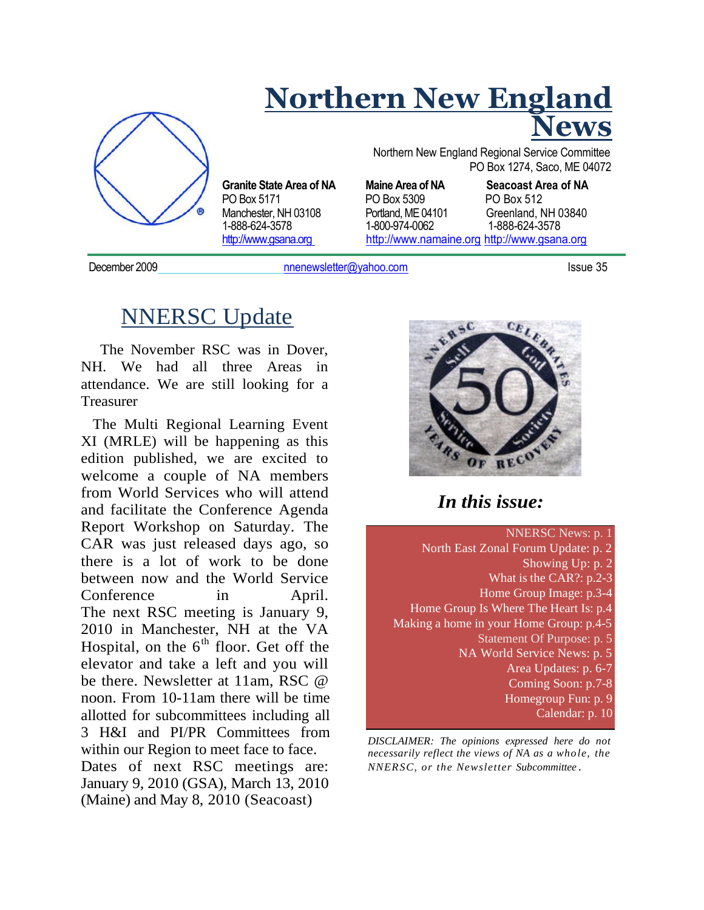# Northern New England News

Northern New England Regional Service Committee
PO Box 1274, Saco, ME 04072

**Granite State Area of NA**
PO Box 5171
Manchester, NH 03108
1-888-624-3578
http://www.gsana.org

**Maine Area of NA**
PO Box 5309
Portland, ME 04101
1-800-974-0062
http://www.namaine.org

**Seacoast Area of NA**
PO Box 512
Greenland, NH 03840
1-888-624-3578
http://www.gsana.org

December 2009 nnenewsletter@yahoo.com Issue 35

## NNERSC Update

The November RSC was in Dover, NH. We had all three Areas in attendance. We are still looking for a Treasurer

The Multi Regional Learning Event XI (MRLE) will be happening as this edition published, we are excited to welcome a couple of NA members from World Services who will attend and facilitate the Conference Agenda Report Workshop on Saturday. The CAR was just released days ago, so there is a lot of work to be done between now and the World Service Conference in April. The next RSC meeting is January 9, 2010 in Manchester, NH at the VA Hospital, on the 6th floor. Get off the elevator and take a left and you will be there. Newsletter at 11am, RSC @ noon. From 10-11am there will be time allotted for subcommittees including all 3 H&I and PI/PR Committees from within our Region to meet face to face.
Dates of next RSC meetings are: January 9, 2010 (GSA), March 13, 2010 (Maine) and May 8, 2010 (Seacoast)

NNERSC CELEBRATES 50 YEARS OF RECOVERY — Self, God, Service, Society

### *In this issue:*

NNERSC News: p. 1
North East Zonal Forum Update: p. 2
Showing Up: p. 2
What is the CAR?: p.2-3
Home Group Image: p.3-4
Home Group Is Where The Heart Is: p.4
Making a home in your Home Group: p.4-5
Statement Of Purpose: p. 5
NA World Service News: p. 5
Area Updates: p. 6-7
Coming Soon: p.7-8
Homegroup Fun: p. 9
Calendar: p. 10

*DISCLAIMER: The opinions expressed here do not necessarily reflect the views of NA as a whole, the NNERSC, or the Newsletter Subcommittee.*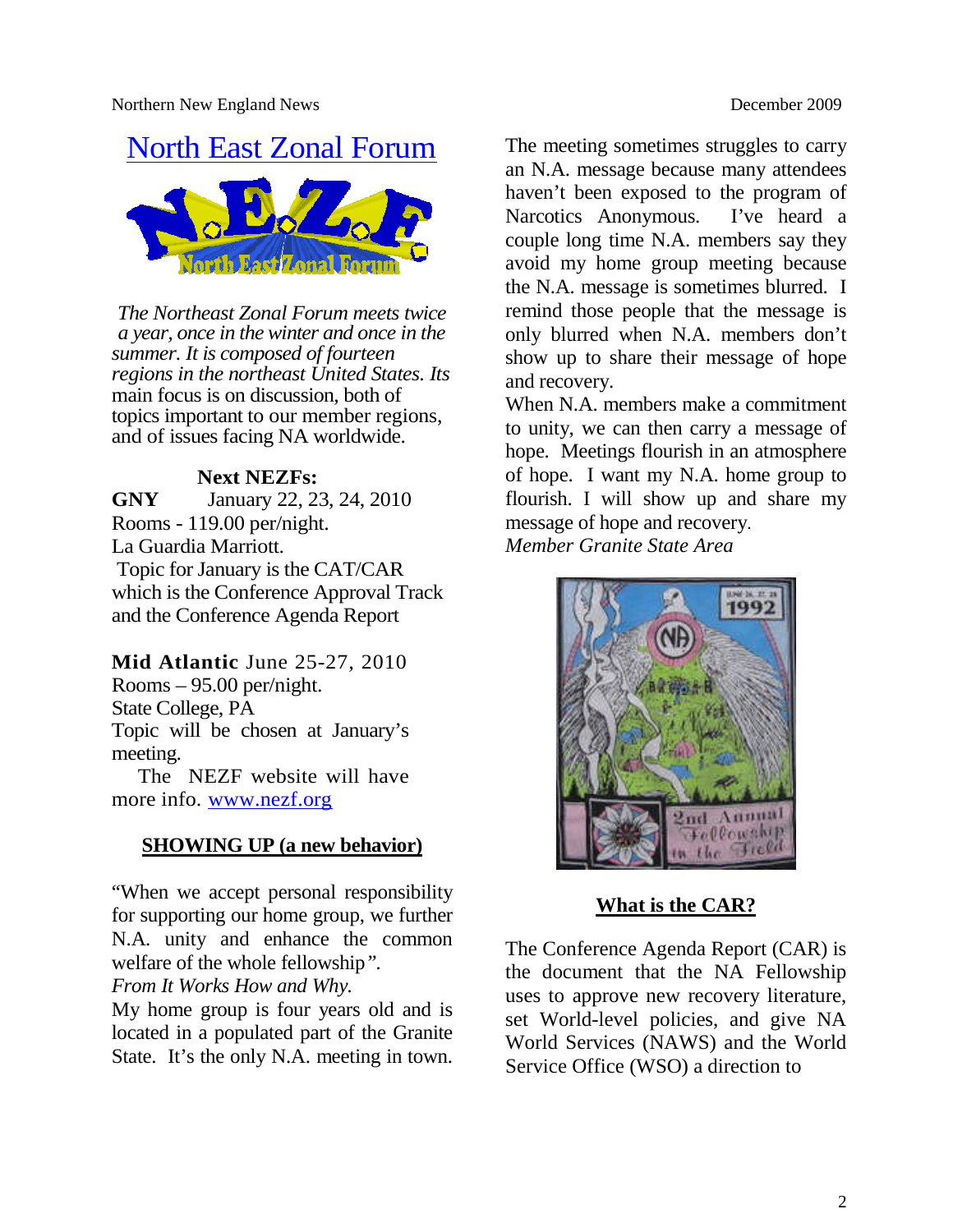## North East Zonal Forum

*The Northeast Zonal Forum meets twice a year, once in the winter and once in the summer. It is composed of fourteen regions in the northeast United States. Its* main focus is on discussion, both of topics important to our member regions, and of issues facing NA worldwide.

### Next NEZFs:

**GNY** January 22, 23, 24, 2010
Rooms - 119.00 per/night.
La Guardia Marriott.
Topic for January is the CAT/CAR which is the Conference Approval Track and the Conference Agenda Report

**Mid Atlantic** June 25-27, 2010
Rooms – 95.00 per/night.
State College, PA
Topic will be chosen at January's meeting.

The NEZF website will have more info. www.nezf.org

### SHOWING UP (a new behavior)

"When we accept personal responsibility for supporting our home group, we further N.A. unity and enhance the common welfare of the whole fellowship".
*From It Works How and Why.*

My home group is four years old and is located in a populated part of the Granite State. It's the only N.A. meeting in town. The meeting sometimes struggles to carry an N.A. message because many attendees haven't been exposed to the program of Narcotics Anonymous. I've heard a couple long time N.A. members say they avoid my home group meeting because the N.A. message is sometimes blurred. I remind those people that the message is only blurred when N.A. members don't show up to share their message of hope and recovery.

When N.A. members make a commitment to unity, we can then carry a message of hope. Meetings flourish in an atmosphere of hope. I want my N.A. home group to flourish. I will show up and share my message of hope and recovery.

*Member Granite State Area*

### What is the CAR?

The Conference Agenda Report (CAR) is the document that the NA Fellowship uses to approve new recovery literature, set World-level policies, and give NA World Services (NAWS) and the World Service Office (WSO) a direction to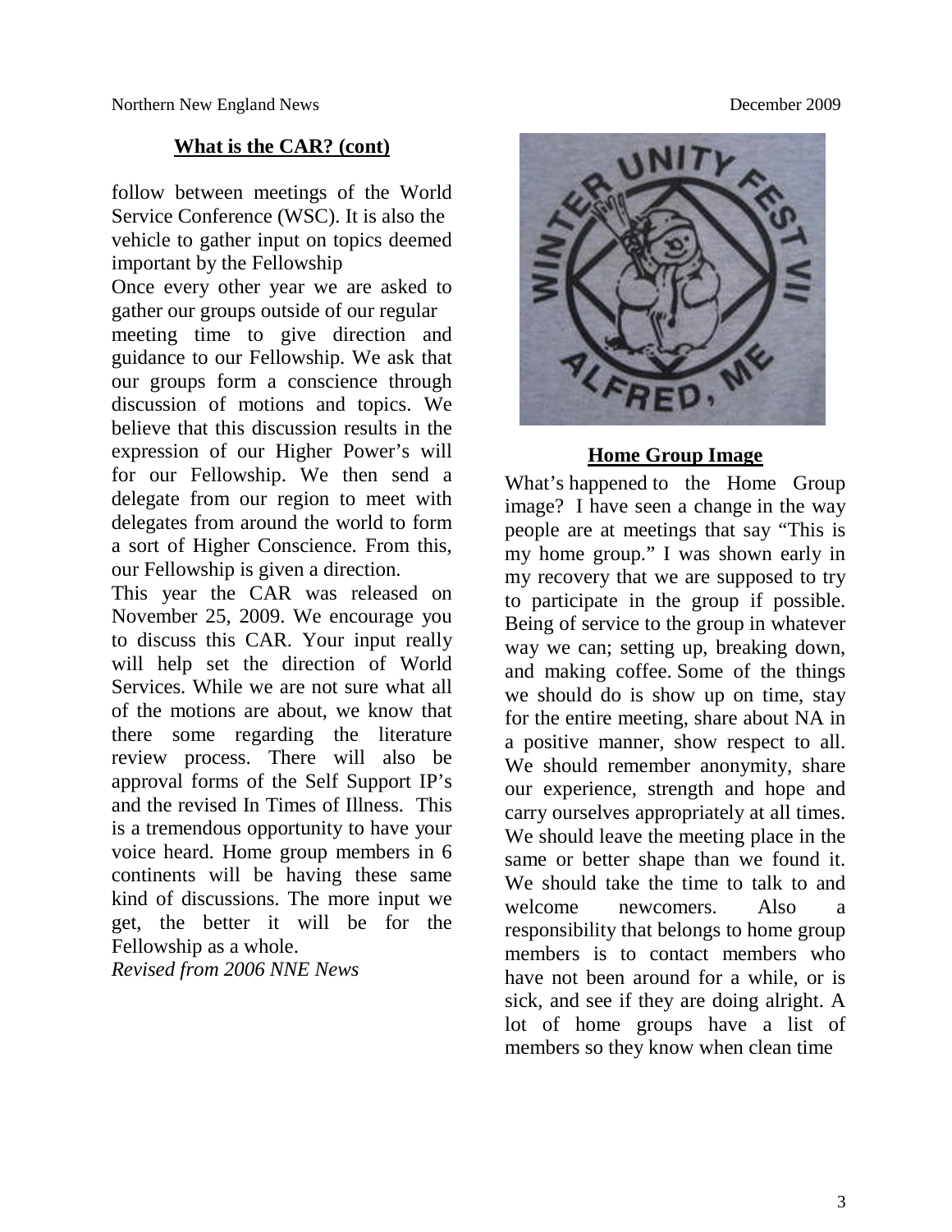## What is the CAR? (cont)

follow between meetings of the World Service Conference (WSC). It is also the vehicle to gather input on topics deemed important by the Fellowship

Once every other year we are asked to gather our groups outside of our regular meeting time to give direction and guidance to our Fellowship. We ask that our groups form a conscience through discussion of motions and topics. We believe that this discussion results in the expression of our Higher Power's will for our Fellowship. We then send a delegate from our region to meet with delegates from around the world to form a sort of Higher Conscience. From this, our Fellowship is given a direction.

This year the CAR was released on November 25, 2009. We encourage you to discuss this CAR. Your input really will help set the direction of World Services. While we are not sure what all of the motions are about, we know that there some regarding the literature review process. There will also be approval forms of the Self Support IP's and the revised In Times of Illness. This is a tremendous opportunity to have your voice heard. Home group members in 6 continents will be having these same kind of discussions. The more input we get, the better it will be for the Fellowship as a whole.

*Revised from 2006 NNE News*

## Home Group Image

What's happened to the Home Group image? I have seen a change in the way people are at meetings that say "This is my home group." I was shown early in my recovery that we are supposed to try to participate in the group if possible. Being of service to the group in whatever way we can; setting up, breaking down, and making coffee. Some of the things we should do is show up on time, stay for the entire meeting, share about NA in a positive manner, show respect to all. We should remember anonymity, share our experience, strength and hope and carry ourselves appropriately at all times. We should leave the meeting place in the same or better shape than we found it. We should take the time to talk to and welcome newcomers. Also a responsibility that belongs to home group members is to contact members who have not been around for a while, or is sick, and see if they are doing alright. A lot of home groups have a list of members so they know when clean time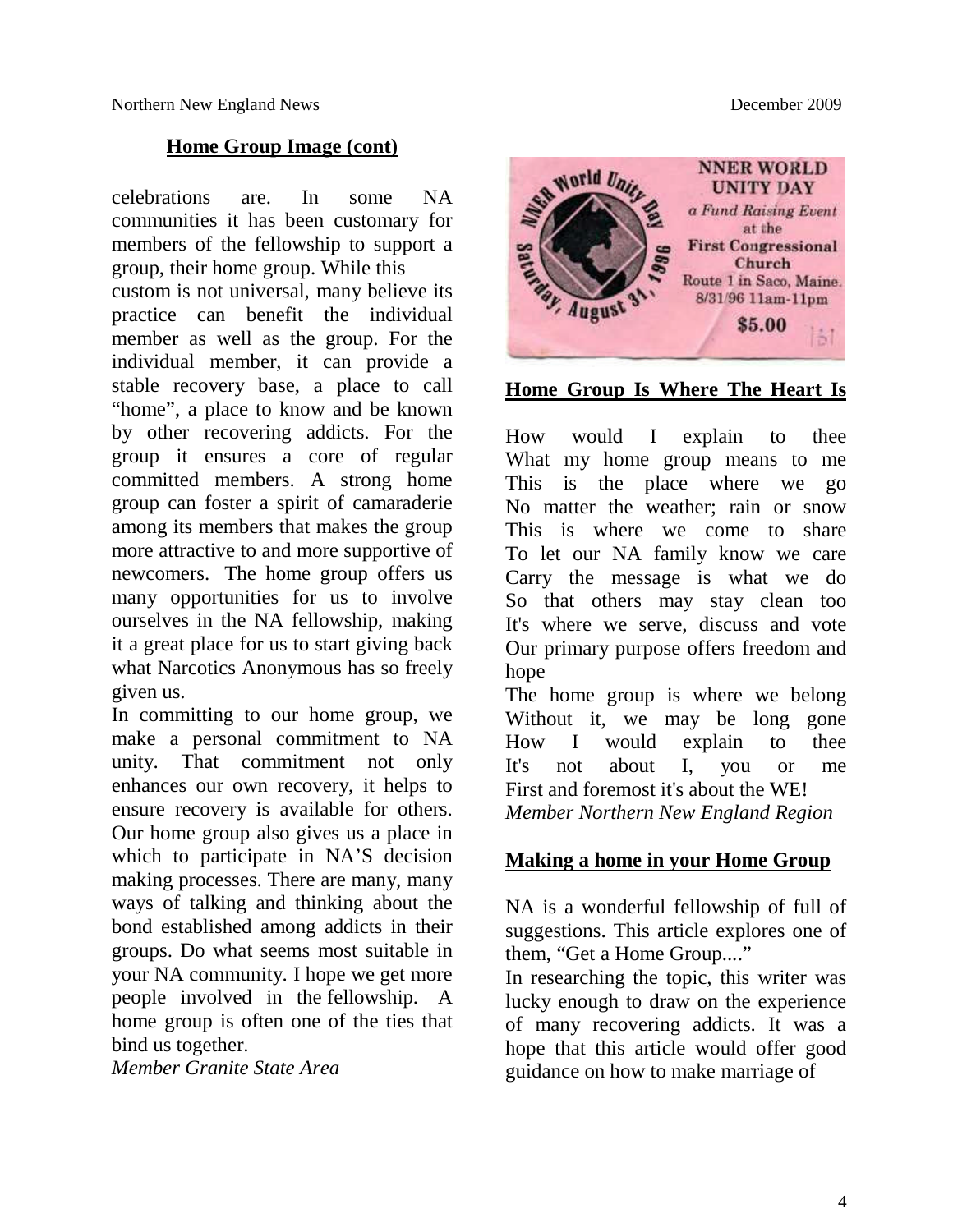## Home Group Image (cont)

celebrations are. In some NA communities it has been customary for members of the fellowship to support a group, their home group. While this custom is not universal, many believe its practice can benefit the individual member as well as the group. For the individual member, it can provide a stable recovery base, a place to call "home", a place to know and be known by other recovering addicts. For the group it ensures a core of regular committed members. A strong home group can foster a spirit of camaraderie among its members that makes the group more attractive to and more supportive of newcomers. The home group offers us many opportunities for us to involve ourselves in the NA fellowship, making it a great place for us to start giving back what Narcotics Anonymous has so freely given us.

In committing to our home group, we make a personal commitment to NA unity. That commitment not only enhances our own recovery, it helps to ensure recovery is available for others. Our home group also gives us a place in which to participate in NA'S decision making processes. There are many, many ways of talking and thinking about the bond established among addicts in their groups. Do what seems most suitable in your NA community. I hope we get more people involved in the fellowship. A home group is often one of the ties that bind us together.

*Member Granite State Area*

NNER WORLD UNITY DAY
a Fund Raising Event at the First Congressional Church
Route 1 in Saco, Maine.
8/31/96 11am-11pm
$5.00

## Home Group Is Where The Heart Is

How would I explain to thee
What my home group means to me
This is the place where we go
No matter the weather; rain or snow
This is where we come to share
To let our NA family know we care
Carry the message is what we do
So that others may stay clean too
It's where we serve, discuss and vote
Our primary purpose offers freedom and hope
The home group is where we belong
Without it, we may be long gone
How I would explain to thee
It's not about I, you or me
First and foremost it's about the WE!

*Member Northern New England Region*

## Making a home in your Home Group

NA is a wonderful fellowship of full of suggestions. This article explores one of them, "Get a Home Group...."

In researching the topic, this writer was lucky enough to draw on the experience of many recovering addicts. It was a hope that this article would offer good guidance on how to make marriage of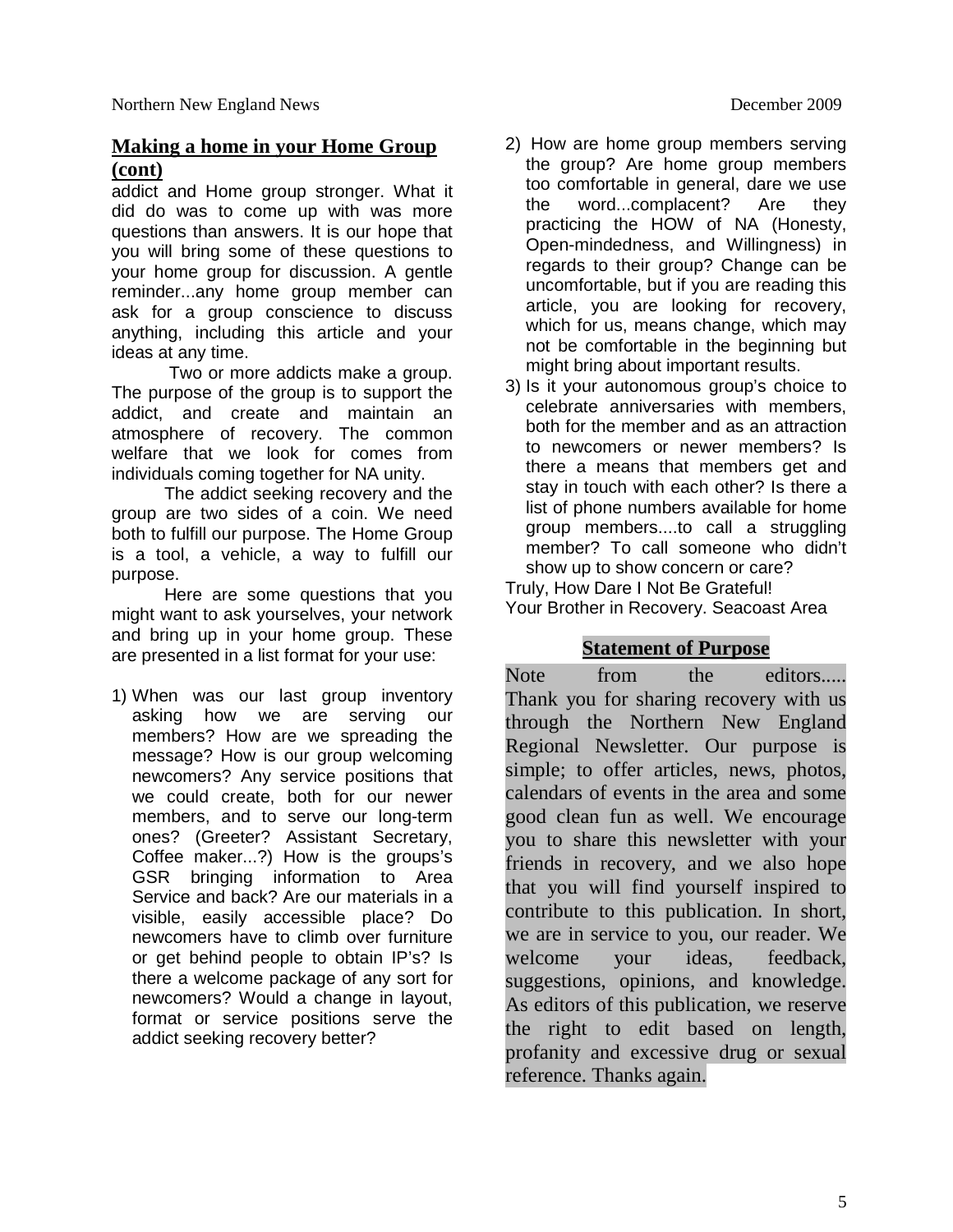## Making a home in your Home Group (cont)

addict and Home group stronger. What it did do was to come up with was more questions than answers. It is our hope that you will bring some of these questions to your home group for discussion. A gentle reminder...any home group member can ask for a group conscience to discuss anything, including this article and your ideas at any time.

Two or more addicts make a group. The purpose of the group is to support the addict, and create and maintain an atmosphere of recovery. The common welfare that we look for comes from individuals coming together for NA unity.

The addict seeking recovery and the group are two sides of a coin. We need both to fulfill our purpose. The Home Group is a tool, a vehicle, a way to fulfill our purpose.

Here are some questions that you might want to ask yourselves, your network and bring up in your home group. These are presented in a list format for your use:

1) When was our last group inventory asking how we are serving our members? How are we spreading the message? How is our group welcoming newcomers? Any service positions that we could create, both for our newer members, and to serve our long-term ones? (Greeter? Assistant Secretary, Coffee maker...?) How is the groups's GSR bringing information to Area Service and back? Are our materials in a visible, easily accessible place? Do newcomers have to climb over furniture or get behind people to obtain IP's? Is there a welcome package of any sort for newcomers? Would a change in layout, format or service positions serve the addict seeking recovery better?
2) How are home group members serving the group? Are home group members too comfortable in general, dare we use the word...complacent? Are they practicing the HOW of NA (Honesty, Open-mindedness, and Willingness) in regards to their group? Change can be uncomfortable, but if you are reading this article, you are looking for recovery, which for us, means change, which may not be comfortable in the beginning but might bring about important results.
3) Is it your autonomous group's choice to celebrate anniversaries with members, both for the member and as an attraction to newcomers or newer members? Is there a means that members get and stay in touch with each other? Is there a list of phone numbers available for home group members....to call a struggling member? To call someone who didn't show up to show concern or care?

Truly, How Dare I Not Be Grateful!
Your Brother in Recovery. Seacoast Area

## Statement of Purpose

Note from the editors..... Thank you for sharing recovery with us through the Northern New England Regional Newsletter. Our purpose is simple; to offer articles, news, photos, calendars of events in the area and some good clean fun as well. We encourage you to share this newsletter with your friends in recovery, and we also hope that you will find yourself inspired to contribute to this publication. In short, we are in service to you, our reader. We welcome your ideas, feedback, suggestions, opinions, and knowledge. As editors of this publication, we reserve the right to edit based on length, profanity and excessive drug or sexual reference. Thanks again.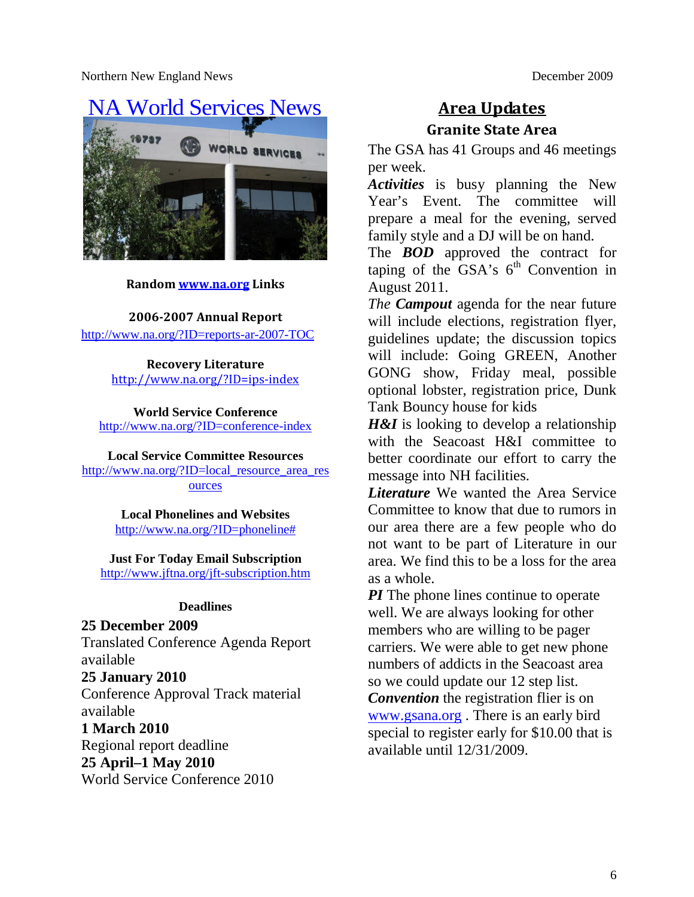# NA World Services News

**Random www.na.org Links**

**2006-2007 Annual Report**
http://www.na.org/?ID=reports-ar-2007-TOC

**Recovery Literature**
http://www.na.org/?ID=ips-index

**World Service Conference**
http://www.na.org/?ID=conference-index

**Local Service Committee Resources**
http://www.na.org/?ID=local_resource_area_resources

**Local Phonelines and Websites**
http://www.na.org/?ID=phoneline#

**Just For Today Email Subscription**
http://www.jftna.org/jft-subscription.htm

**Deadlines**

**25 December 2009**
Translated Conference Agenda Report available

**25 January 2010**
Conference Approval Track material available

**1 March 2010**
Regional report deadline

**25 April–1 May 2010**
World Service Conference 2010

# Area Updates

## Granite State Area

The GSA has 41 Groups and 46 meetings per week.

***Activities*** is busy planning the New Year's Event. The committee will prepare a meal for the evening, served family style and a DJ will be on hand.

The ***BOD*** approved the contract for taping of the GSA's 6th Convention in August 2011.

*The **Campout*** agenda for the near future will include elections, registration flyer, guidelines update; the discussion topics will include: Going GREEN, Another GONG show, Friday meal, possible optional lobster, registration price, Dunk Tank Bouncy house for kids

***H&I*** is looking to develop a relationship with the Seacoast H&I committee to better coordinate our effort to carry the message into NH facilities.

***Literature*** We wanted the Area Service Committee to know that due to rumors in our area there are a few people who do not want to be part of Literature in our area. We find this to be a loss for the area as a whole.

***PI*** The phone lines continue to operate well. We are always looking for other members who are willing to be pager carriers. We were able to get new phone numbers of addicts in the Seacoast area so we could update our 12 step list.

***Convention*** the registration flier is on www.gsana.org . There is an early bird special to register early for $10.00 that is available until 12/31/2009.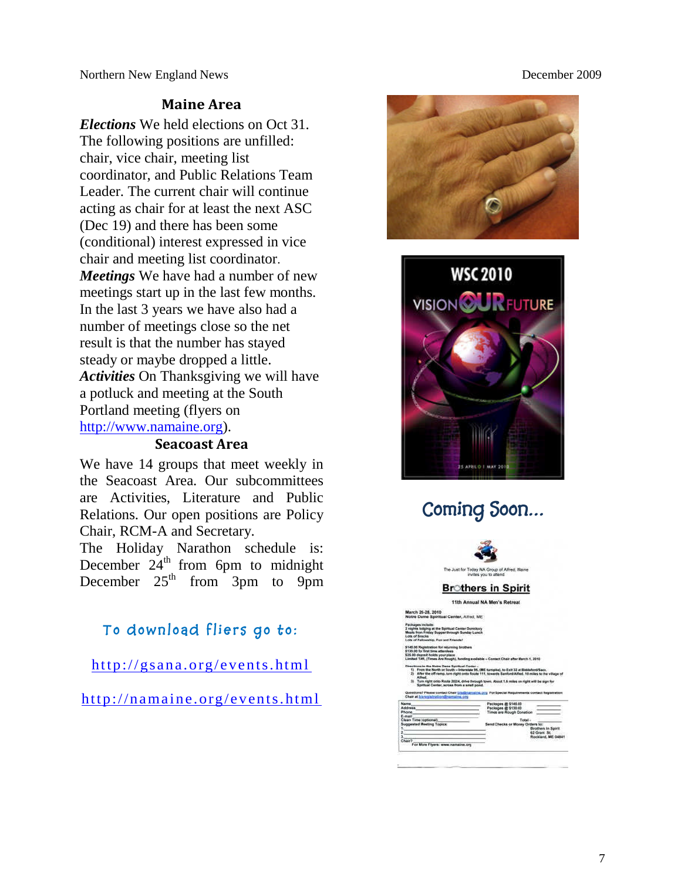## Maine Area

***Elections*** We held elections on Oct 31. The following positions are unfilled: chair, vice chair, meeting list coordinator, and Public Relations Team Leader. The current chair will continue acting as chair for at least the next ASC (Dec 19) and there has been some (conditional) interest expressed in vice chair and meeting list coordinator.

***Meetings*** We have had a number of new meetings start up in the last few months. In the last 3 years we have also had a number of meetings close so the net result is that the number has stayed steady or maybe dropped a little.

***Activities*** On Thanksgiving we will have a potluck and meeting at the South Portland meeting (flyers on http://www.namaine.org).

## Seacoast Area

We have 14 groups that meet weekly in the Seacoast Area. Our subcommittees are Activities, Literature and Public Relations. Our open positions are Policy Chair, RCM-A and Secretary.

The Holiday Narathon schedule is:
December 24th from 6pm to midnight
December 25th from 3pm to 9pm

**To download fliers go to:**

http://gsana.org/events.html

http://namaine.org/events.html

WSC 2010

VISION OUR FUTURE

25 APRIL – 1 MAY 2010

## Coming Soon...

The Just for Today NA Group of Alfred, Maine invites you to attend

**Brothers in Spirit**

11th Annual NA Men's Retreat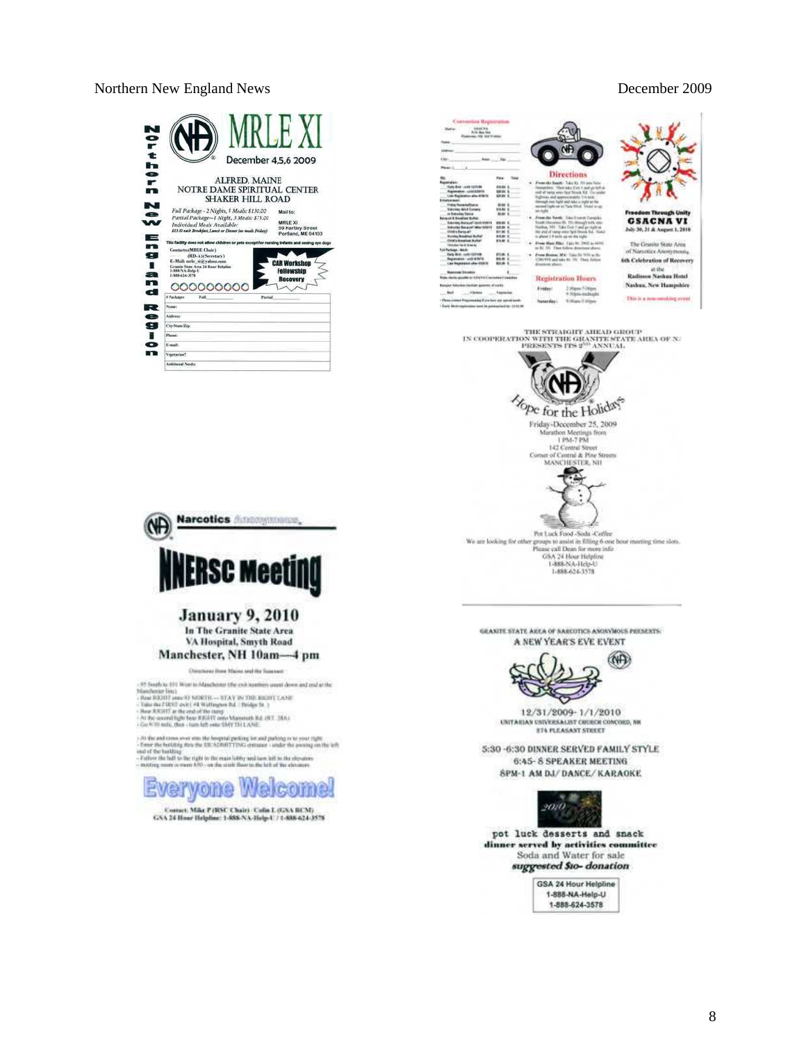Northern New England Region

# MRLE XI

December 4,5,6 2009

ALFRED, MAINE
NOTRE DAME SPIRITUAL CENTER
SHAKER HILL ROAD

*Full Package - 2 Nights, 5 Meals $130.00*
*Partial Package—1 Night, 3 Meals $75.00*
*Individual Meals Available:*
*$13.50 each Breakfast, Lunch or Dinner (no meals Friday)*

Mail to:
MRLE XI
59 Hartley Street
Portland, ME 04103

This facility does not allow children or pets except for nursing infants and seeing eye dogs

Contacts(MRLE Chair)
(RD-A)(Secretary)
E-Mail: mrle_xi@yahoo.com
Granite State Area 24 Hour Helpline
1-888-NA-Help-U
1-888-624-3578

CAR Workshop
Fellowship
Recovery

| # Packages | Full | Partial |
|---|---|---|
| Name: | | |
| Address: | | |
| City/State/Zip: | | |
| Phone: | | |
| E-mail: | | |
| Vegetarian? | | |
| Additional Needs: | | |

---

Convention Registration

Directions

Registration Hours

Friday: 2:00pm-7:00pm
9:30pm-midnight

Saturday: 9:00am-5:00pm

Freedom Through Unity
**GSACNA VI**
July 30, 31 & August 1, 2010

The Granite State Area of Narcotics Anonymous
6th Celebration of Recovery
at the
Radisson Nashua Hotel
Nashua, New Hampshire

This is a non-smoking event

---

THE STRAIGHT AHEAD GROUP
IN COOPERATION WITH THE GRANITE STATE AREA OF NA
PRESENTS ITS 2ND ANNUAL

## Hope for the Holidays

Friday-December 25, 2009
Marathon Meetings from
1 PM-7 PM
142 Central Street
Corner of Central & Pine Streets
MANCHESTER, NH

Pot Luck Food -Soda -Coffee
We are looking for other groups to assist in filling 6 one hour meeting time slots.
Please call Dean for more info
GSA 24 Hour Helpline
1-888-NA-Help-U
1-888-624-3578

---

Narcotics Anonymous

# NNERSC Meeting

## January 9, 2010

**In The Granite State Area**
**VA Hospital, Smyth Road**
**Manchester, NH 10am—4 pm**

Directions from Maine and the Seacoast

- 95 South to 101 West to Manchester (the exit numbers count down and end at the Manchester line)
- Bear RIGHT onto 93 NORTH — STAY IN THE RIGHT LANE
- Take the FIRST exit (#8 Wellington Rd. / Bridge St.)
- Bear RIGHT at the end of the ramp
- At the second light bear RIGHT onto Mammoth Rd. (RT. 28A)
- Go 9/10 mile, then - turn left onto SMYTH LANE

- At the end cross over into the hospital parking lot and parking is to your right
- Enter the building thru the EE/ADMITTING entrance - under the awning on the left end of the building
- Follow the hall to the right to the main lobby and turn left to the elevators
- meeting room is room 870 - on the sixth floor to the left of the elevators

# Everyone Welcome!

Contact: Mike P (RSC Chair) Colin L (GSA RCM)
GSA 24 Hour Helpline: 1-888-NA-Help-U / 1-888-624-3578

---

GRANITE STATE AREA OF NARCOTICS ANONYMOUS PRESENTS:
**A NEW YEAR'S EVE EVENT**

12/31/2009- 1/1/2010
UNITARIAN UNIVERSALIST CHURCH CONCORD, NH
274 PLEASANT STREET

5:30 -6:30 DINNER SERVED FAMILY STYLE
6:45- 8 SPEAKER MEETING
8PM-1 AM DJ/ DANCE/ KARAOKE

pot luck desserts and snack
**dinner served by activities committee**
Soda and Water for sale
***suggested $10- donation***

GSA 24 Hour Helpline
1-888-NA-Help-U
1-888-624-3578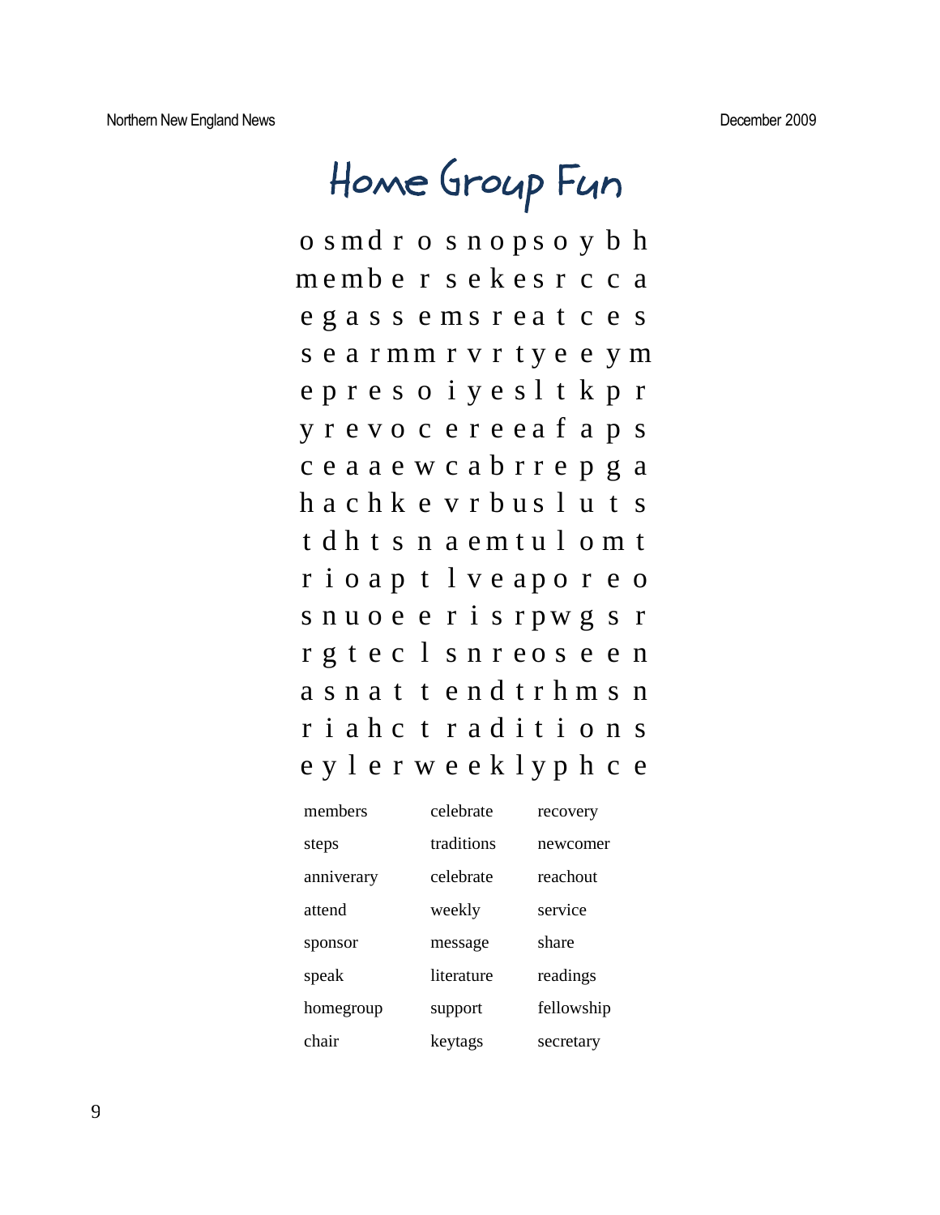# Home Group Fun

```
o s m d r o s n o p s o y b h
m e m b e r s e k e s r c c a
e g a s s e m s r e a t c e s
s e a r m m r v r t y e e y m
e p r e s o i y e s l t k p r
y r e v o c e r e e a f a p s
c e a a e w c a b r r e p g a
h a c h k e v r b u s l u t s
t d h t s n a e m t u l o m t
r i o a p t l v e a p o r e o
s n u o e e r i s r p w g s r
r g t e c l s n r e o s e e n
a s n a t t e n d t r h m s n
r i a h c t r a d i t i o n s
e y l e r w e e k l y p h c e
```

| | | |
|---|---|---|
| members | celebrate | recovery |
| steps | traditions | newcomer |
| anniverary | celebrate | reachout |
| attend | weekly | service |
| sponsor | message | share |
| speak | literature | readings |
| homegroup | support | fellowship |
| chair | keytags | secretary |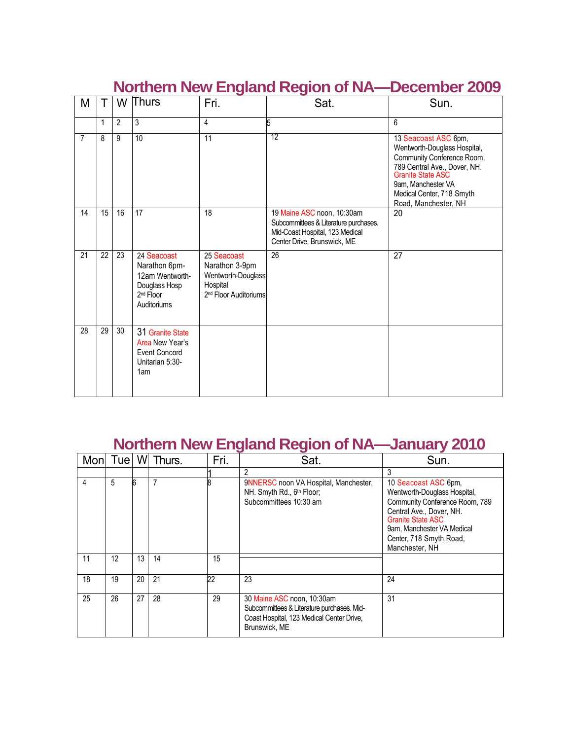## Northern New England Region of NA—December 2009

| M | T | W | Thurs | Fri. | Sat. | Sun. |
|---|---|---|---|---|---|---|
| | 1 | 2 | 3 | 4 | 5 | 6 |
| 7 | 8 | 9 | 10 | 11 | 12 | 13 Seacoast ASC 6pm, Wentworth-Douglass Hospital, Community Conference Room, 789 Central Ave., Dover, NH. Granite State ASC 9am, Manchester VA Medical Center, 718 Smyth Road, Manchester, NH |
| 14 | 15 | 16 | 17 | 18 | 19 Maine ASC noon, 10:30am Subcommittees & Literature purchases. Mid-Coast Hospital, 123 Medical Center Drive, Brunswick, ME | 20 |
| 21 | 22 | 23 | 24 Seacoast Narathon 6pm-12am Wentworth-Douglass Hosp 2nd Floor Auditoriums | 25 Seacoast Narathon 3-9pm Wentworth-Douglass Hospital 2nd Floor Auditoriums | 26 | 27 |
| 28 | 29 | 30 | 31 Granite State Area New Year's Event Concord Unitarian 5:30-1am | | | |

## Northern New England Region of NA—January 2010

| Mon | Tue | W | Thurs. | Fri. | Sat. | Sun. |
|---|---|---|---|---|---|---|
| | | | | 1 | 2 | 3 |
| 4 | 5 | 6 | 7 | 8 | 9NNERSC noon VA Hospital, Manchester, NH. Smyth Rd., 6th Floor; Subcommittees 10:30 am | 10 Seacoast ASC 6pm, Wentworth-Douglass Hospital, Community Conference Room, 789 Central Ave., Dover, NH. Granite State ASC 9am, Manchester VA Medical Center, 718 Smyth Road, Manchester, NH |
| 11 | 12 | 13 | 14 | 15 | | |
| 18 | 19 | 20 | 21 | 22 | 23 | 24 |
| 25 | 26 | 27 | 28 | 29 | 30 Maine ASC noon, 10:30am Subcommittees & Literature purchases. Mid-Coast Hospital, 123 Medical Center Drive, Brunswick, ME | 31 |